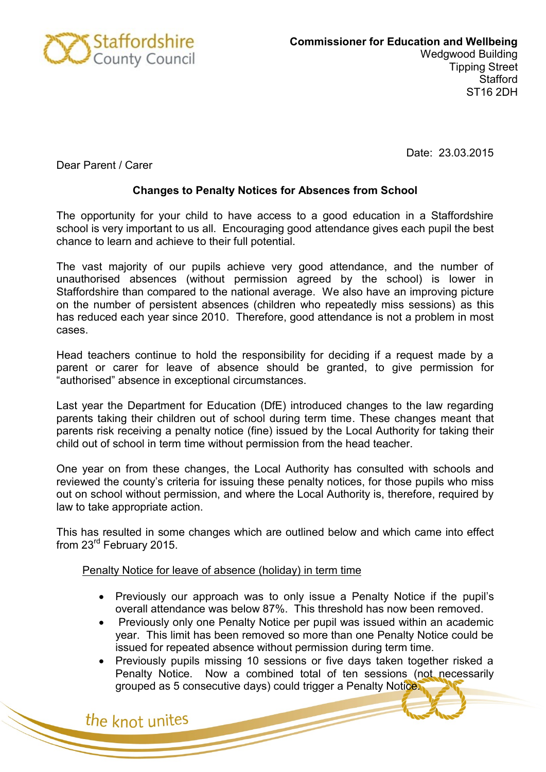Staffordshire County Council

**Commissioner for Education and Wellbeing**
Wedgwood Building
Tipping Street
Stafford
ST16 2DH

Date: 23.03.2015

Dear Parent / Carer

**Changes to Penalty Notices for Absences from School**

The opportunity for your child to have access to a good education in a Staffordshire school is very important to us all. Encouraging good attendance gives each pupil the best chance to learn and achieve to their full potential.

The vast majority of our pupils achieve very good attendance, and the number of unauthorised absences (without permission agreed by the school) is lower in Staffordshire than compared to the national average. We also have an improving picture on the number of persistent absences (children who repeatedly miss sessions) as this has reduced each year since 2010. Therefore, good attendance is not a problem in most cases.

Head teachers continue to hold the responsibility for deciding if a request made by a parent or carer for leave of absence should be granted, to give permission for "authorised" absence in exceptional circumstances.

Last year the Department for Education (DfE) introduced changes to the law regarding parents taking their children out of school during term time. These changes meant that parents risk receiving a penalty notice (fine) issued by the Local Authority for taking their child out of school in term time without permission from the head teacher.

One year on from these changes, the Local Authority has consulted with schools and reviewed the county's criteria for issuing these penalty notices, for those pupils who miss out on school without permission, and where the Local Authority is, therefore, required by law to take appropriate action.

This has resulted in some changes which are outlined below and which came into effect from 23rd February 2015.

Penalty Notice for leave of absence (holiday) in term time

- Previously our approach was to only issue a Penalty Notice if the pupil's overall attendance was below 87%. This threshold has now been removed.
- Previously only one Penalty Notice per pupil was issued within an academic year. This limit has been removed so more than one Penalty Notice could be issued for repeated absence without permission during term time.
- Previously pupils missing 10 sessions or five days taken together risked a Penalty Notice. Now a combined total of ten sessions (not necessarily grouped as 5 consecutive days) could trigger a Penalty Notice.

the knot unites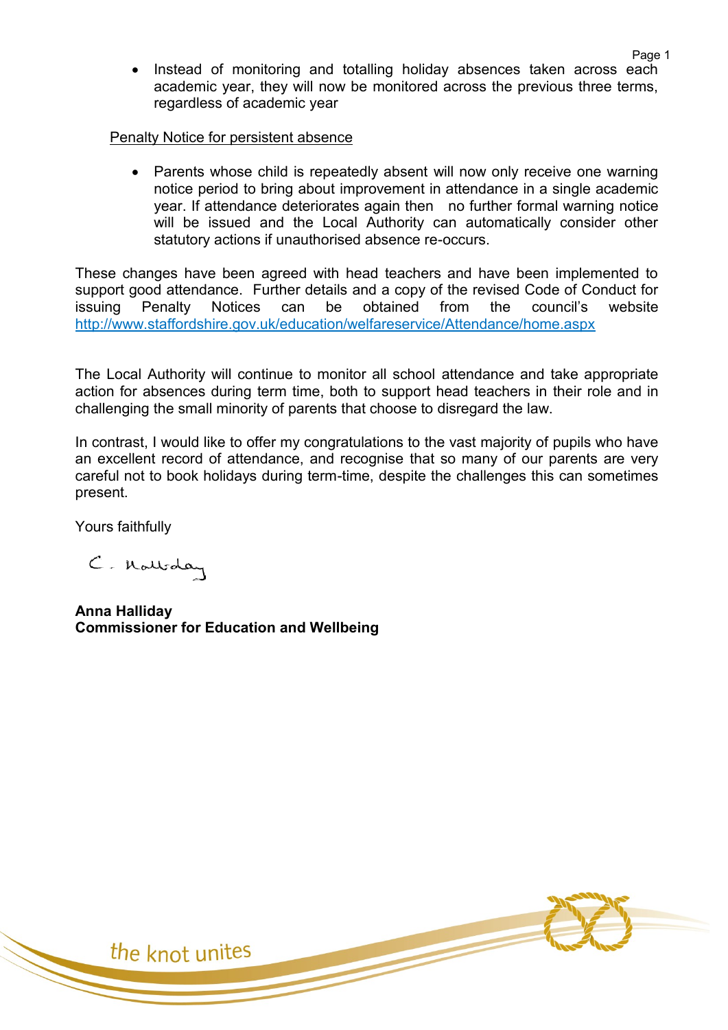- Instead of monitoring and totalling holiday absences taken across each academic year, they will now be monitored across the previous three terms, regardless of academic year

Penalty Notice for persistent absence

- Parents whose child is repeatedly absent will now only receive one warning notice period to bring about improvement in attendance in a single academic year. If attendance deteriorates again then no further formal warning notice will be issued and the Local Authority can automatically consider other statutory actions if unauthorised absence re-occurs.

These changes have been agreed with head teachers and have been implemented to support good attendance. Further details and a copy of the revised Code of Conduct for issuing Penalty Notices can be obtained from the council's website http://www.staffordshire.gov.uk/education/welfareservice/Attendance/home.aspx

The Local Authority will continue to monitor all school attendance and take appropriate action for absences during term time, both to support head teachers in their role and in challenging the small minority of parents that choose to disregard the law.

In contrast, I would like to offer my congratulations to the vast majority of pupils who have an excellent record of attendance, and recognise that so many of our parents are very careful not to book holidays during term-time, despite the challenges this can sometimes present.

Yours faithfully

C. Halliday

**Anna Halliday**
**Commissioner for Education and Wellbeing**

the knot unites